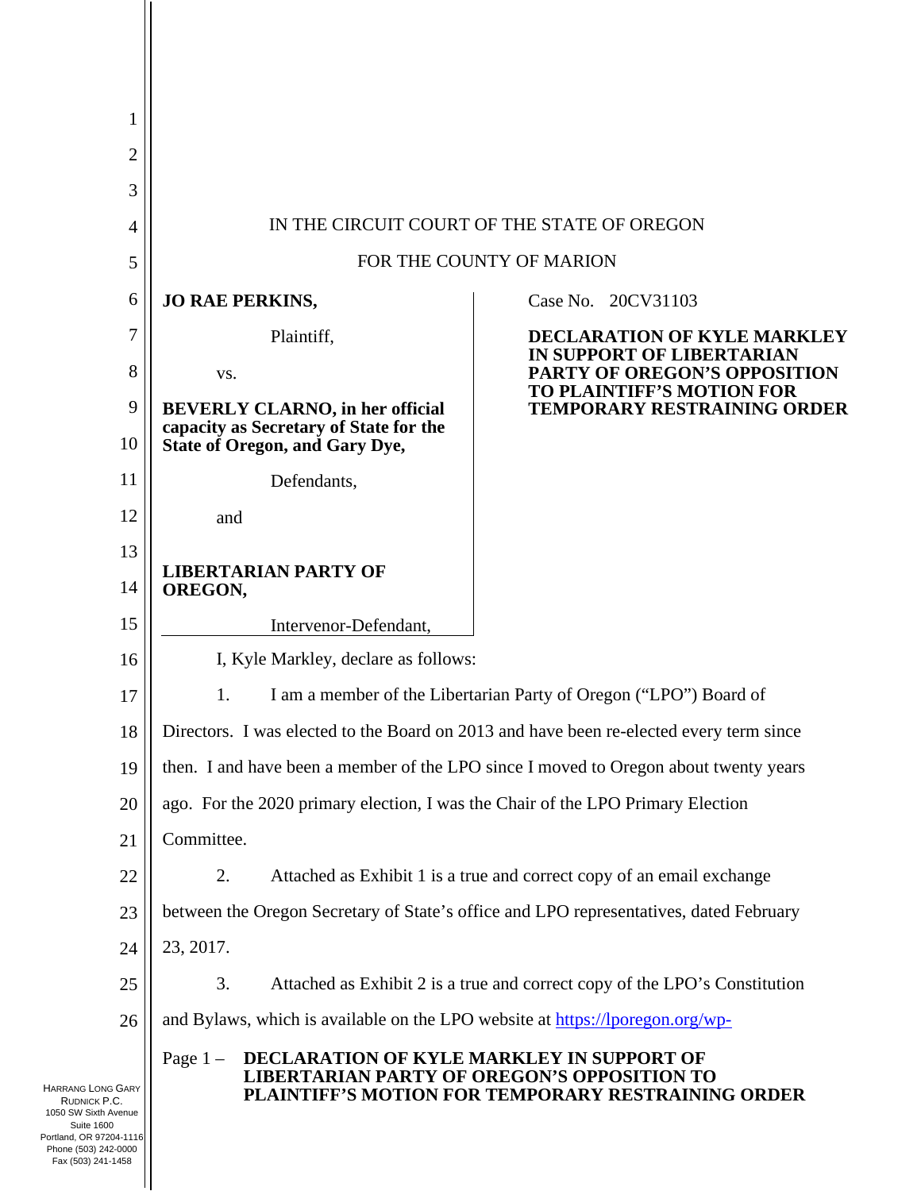IN THE CIRCUIT COURT OF THE STATE OF OREGON

FOR THE COUNTY OF MARION

| | |
|---|---|
| **JO RAE PERKINS,**<br><br>Plaintiff,<br><br>vs.<br><br>**BEVERLY CLARNO, in her official capacity as Secretary of State for the State of Oregon, and Gary Dye,**<br><br>Defendants,<br><br>and<br><br>**LIBERTARIAN PARTY OF OREGON,**<br><br>Intervenor-Defendant, | Case No. 20CV31103<br><br>**DECLARATION OF KYLE MARKLEY IN SUPPORT OF LIBERTARIAN PARTY OF OREGON'S OPPOSITION TO PLAINTIFF'S MOTION FOR TEMPORARY RESTRAINING ORDER** |

I, Kyle Markley, declare as follows:

1. I am a member of the Libertarian Party of Oregon ("LPO") Board of Directors. I was elected to the Board on 2013 and have been re-elected every term since then. I and have been a member of the LPO since I moved to Oregon about twenty years ago. For the 2020 primary election, I was the Chair of the LPO Primary Election Committee.

2. Attached as Exhibit 1 is a true and correct copy of an email exchange between the Oregon Secretary of State's office and LPO representatives, dated February 23, 2017.

3. Attached as Exhibit 2 is a true and correct copy of the LPO's Constitution and Bylaws, which is available on the LPO website at https://lporegon.org/wp-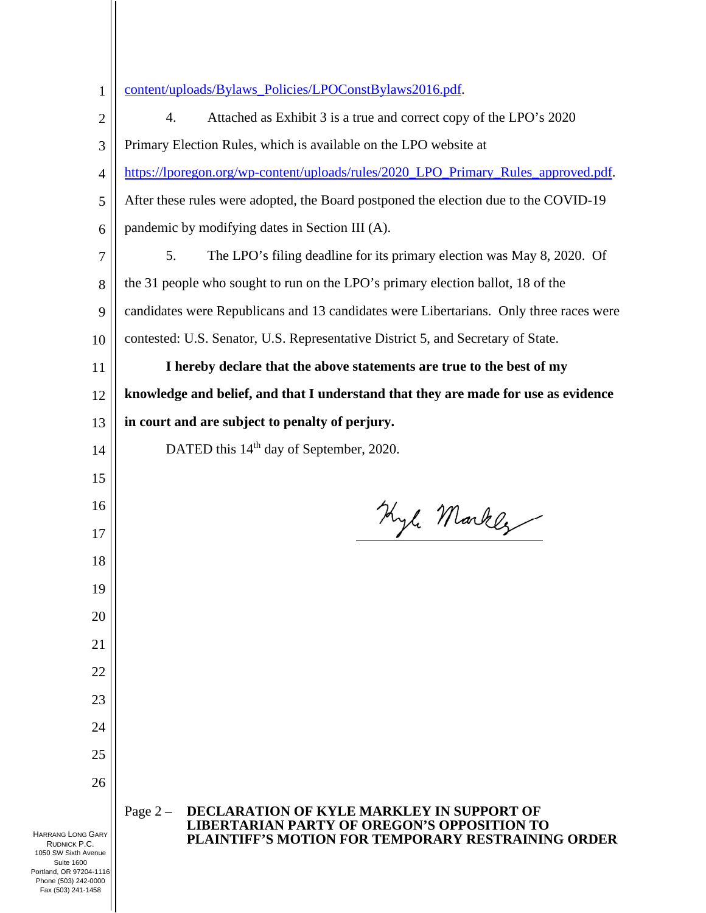content/uploads/Bylaws_Policies/LPOConstBylaws2016.pdf.

4. Attached as Exhibit 3 is a true and correct copy of the LPO's 2020 Primary Election Rules, which is available on the LPO website at https://lporegon.org/wp-content/uploads/rules/2020_LPO_Primary_Rules_approved.pdf. After these rules were adopted, the Board postponed the election due to the COVID-19 pandemic by modifying dates in Section III (A).

5. The LPO's filing deadline for its primary election was May 8, 2020. Of the 31 people who sought to run on the LPO's primary election ballot, 18 of the candidates were Republicans and 13 candidates were Libertarians. Only three races were contested: U.S. Senator, U.S. Representative District 5, and Secretary of State.

**I hereby declare that the above statements are true to the best of my knowledge and belief, and that I understand that they are made for use as evidence in court and are subject to penalty of perjury.**

DATED this 14th day of September, 2020.

Kyle Markley

**DECLARATION OF KYLE MARKLEY IN SUPPORT OF LIBERTARIAN PARTY OF OREGON'S OPPOSITION TO PLAINTIFF'S MOTION FOR TEMPORARY RESTRAINING ORDER**

HARRANG LONG GARY RUDNICK P.C.
1050 SW Sixth Avenue
Suite 1600
Portland, OR 97204-1116
Phone (503) 242-0000
Fax (503) 241-1458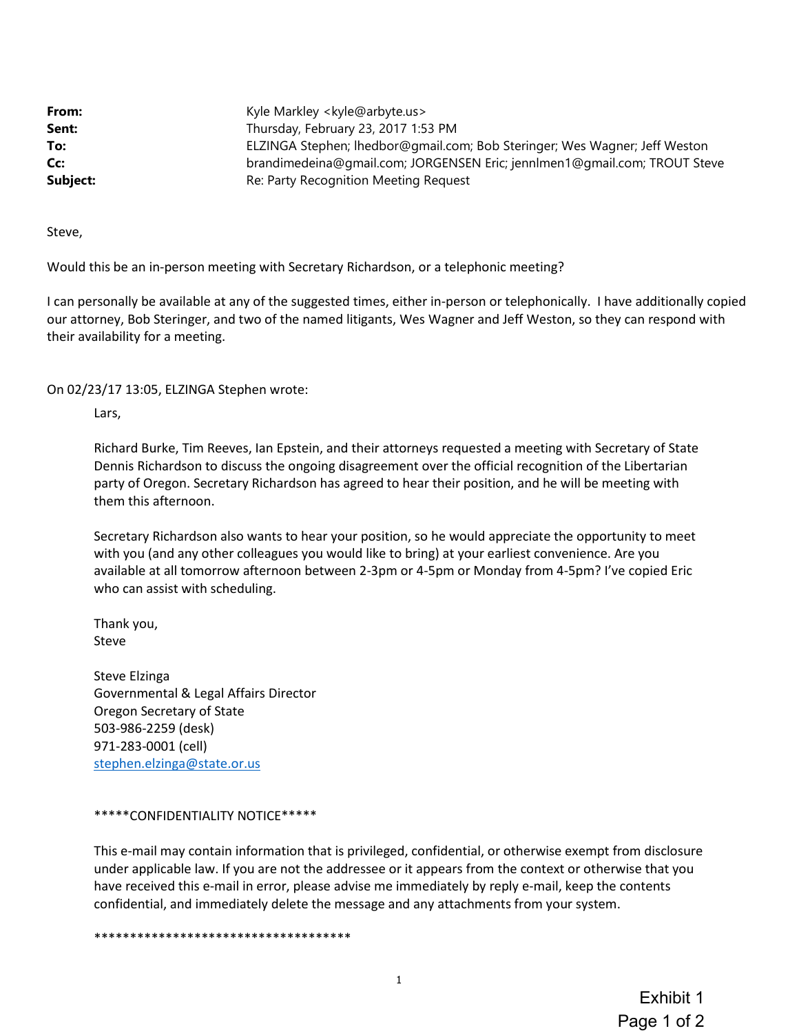**From:** Kyle Markley <kyle@arbyte.us>
**Sent:** Thursday, February 23, 2017 1:53 PM
**To:** ELZINGA Stephen; lhedbor@gmail.com; Bob Steringer; Wes Wagner; Jeff Weston
**Cc:** brandimedeina@gmail.com; JORGENSEN Eric; jennlmen1@gmail.com; TROUT Steve
**Subject:** Re: Party Recognition Meeting Request

Steve,

Would this be an in-person meeting with Secretary Richardson, or a telephonic meeting?

I can personally be available at any of the suggested times, either in-person or telephonically. I have additionally copied our attorney, Bob Steringer, and two of the named litigants, Wes Wagner and Jeff Weston, so they can respond with their availability for a meeting.

On 02/23/17 13:05, ELZINGA Stephen wrote:

> Lars,
>
> Richard Burke, Tim Reeves, Ian Epstein, and their attorneys requested a meeting with Secretary of State Dennis Richardson to discuss the ongoing disagreement over the official recognition of the Libertarian party of Oregon. Secretary Richardson has agreed to hear their position, and he will be meeting with them this afternoon.
>
> Secretary Richardson also wants to hear your position, so he would appreciate the opportunity to meet with you (and any other colleagues you would like to bring) at your earliest convenience. Are you available at all tomorrow afternoon between 2-3pm or 4-5pm or Monday from 4-5pm? I've copied Eric who can assist with scheduling.
>
> Thank you,
> Steve
>
> Steve Elzinga
> Governmental & Legal Affairs Director
> Oregon Secretary of State
> 503-986-2259 (desk)
> 971-283-0001 (cell)
> stephen.elzinga@state.or.us
>
> *****CONFIDENTIALITY NOTICE*****
>
> This e-mail may contain information that is privileged, confidential, or otherwise exempt from disclosure under applicable law. If you are not the addressee or it appears from the context or otherwise that you have received this e-mail in error, please advise me immediately by reply e-mail, keep the contents confidential, and immediately delete the message and any attachments from your system.
>
> ************************************

Exhibit 1
Page 1 of 2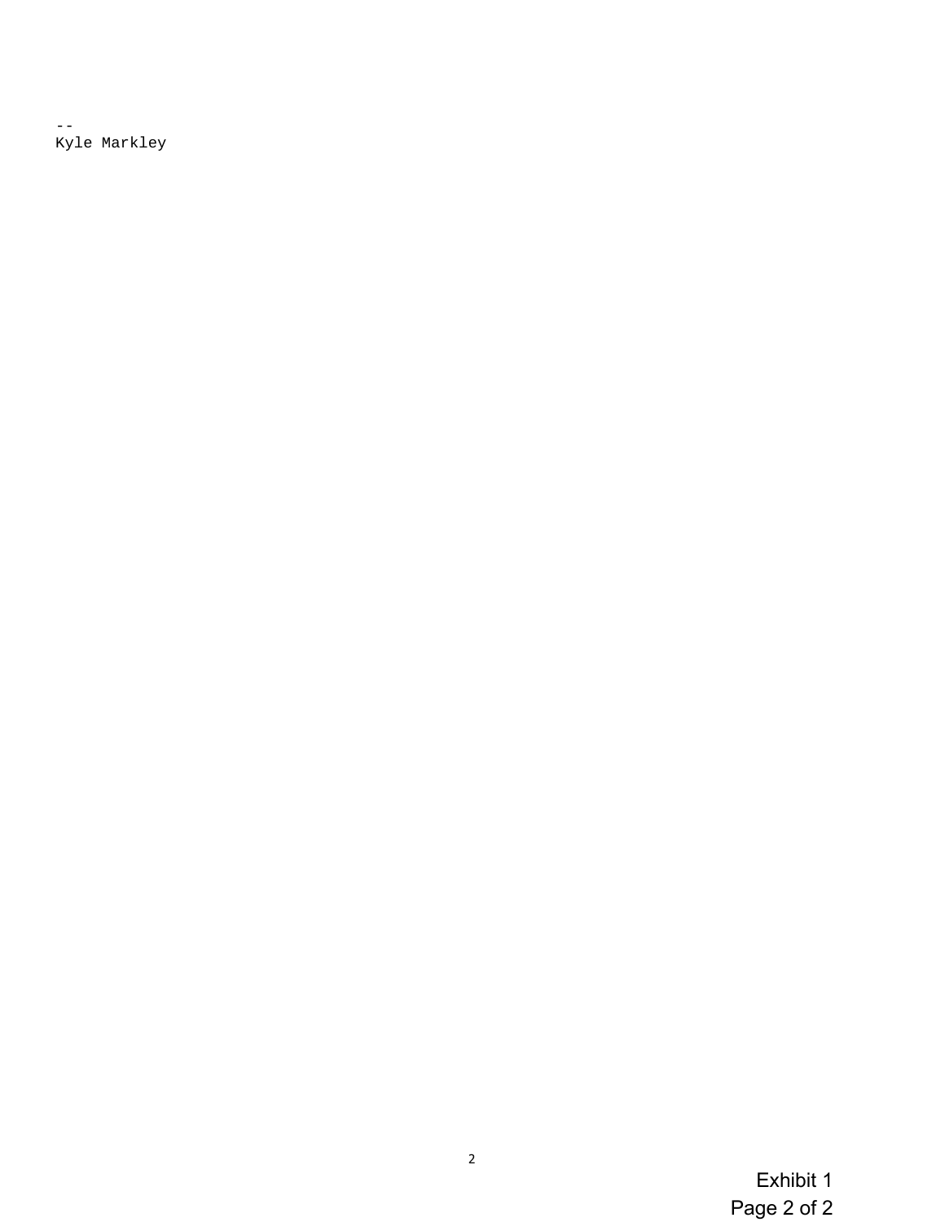--
Kyle Markley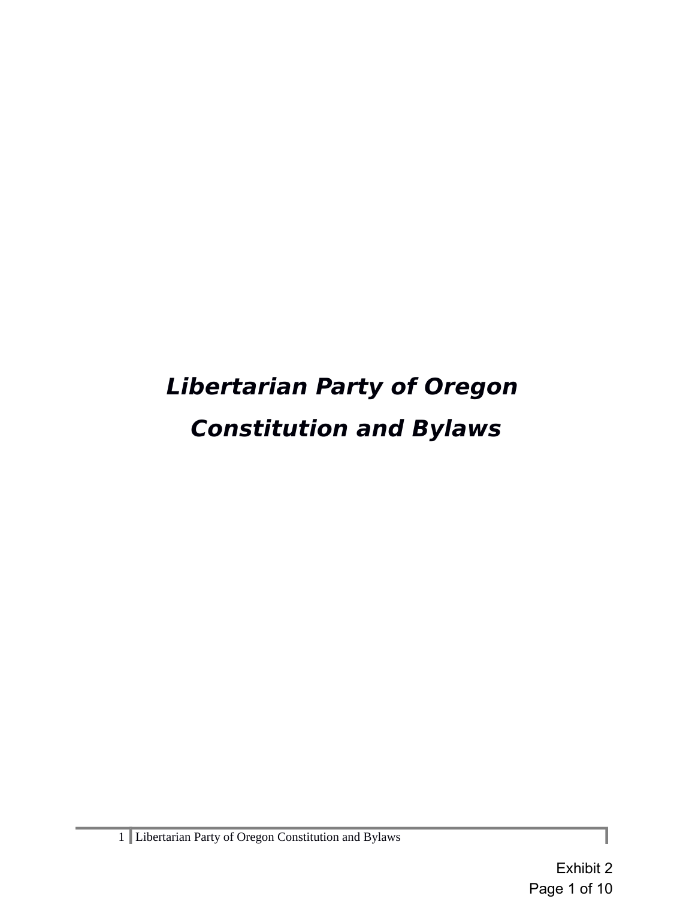# *Libertarian Party of Oregon Constitution and Bylaws*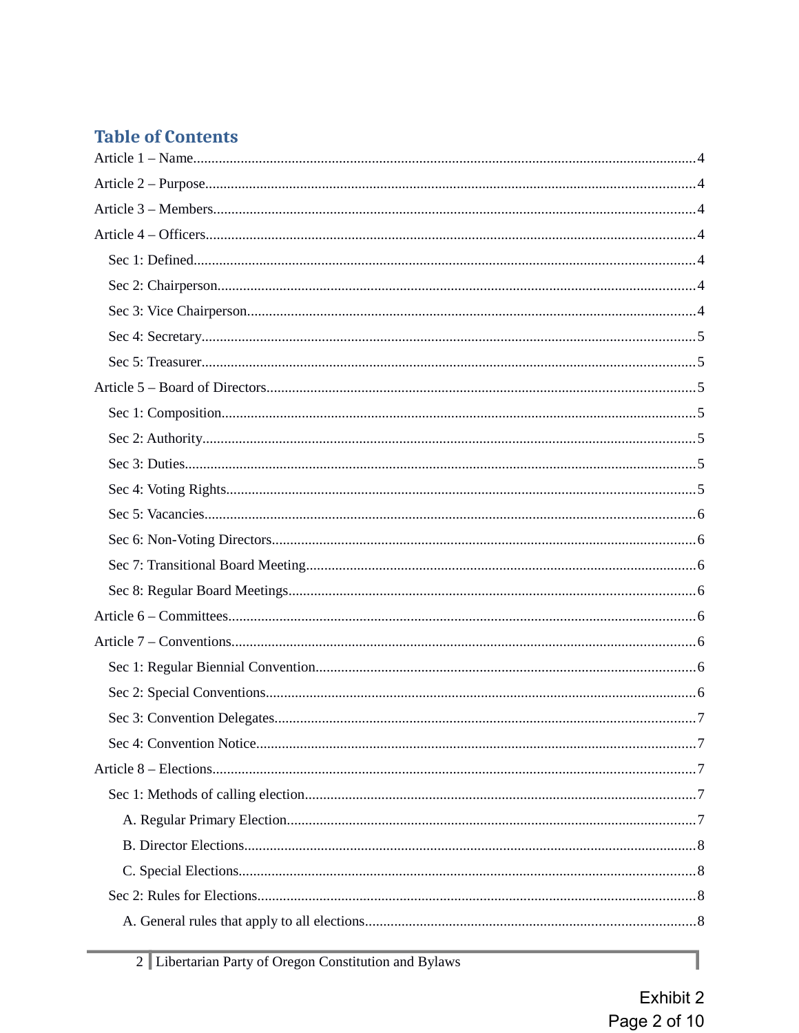## Table of Contents

Article 1 – Name....................................................................................4

Article 2 – Purpose................................................................................4

Article 3 – Members...............................................................................4

Article 4 – Officers..................................................................................4

- Sec 1: Defined....................................................................................4
- Sec 2: Chairperson..............................................................................4
- Sec 3: Vice Chairperson.......................................................................4
- Sec 4: Secretary..................................................................................5
- Sec 5: Treasurer..................................................................................5

Article 5 – Board of Directors...................................................................5

- Sec 1: Composition..............................................................................5
- Sec 2: Authority...................................................................................5
- Sec 3: Duties.......................................................................................5
- Sec 4: Voting Rights.............................................................................5
- Sec 5: Vacancies..................................................................................6
- Sec 6: Non-Voting Directors..................................................................6
- Sec 7: Transitional Board Meeting..........................................................6
- Sec 8: Regular Board Meetings..............................................................6

Article 6 – Committees............................................................................6

Article 7 – Conventions.............................................................................6

- Sec 1: Regular Biennial Convention.........................................................6
- Sec 2: Special Conventions.....................................................................6
- Sec 3: Convention Delegates...................................................................7
- Sec 4: Convention Notice........................................................................7

Article 8 – Elections.................................................................................7

- Sec 1: Methods of calling election............................................................7
  - A. Regular Primary Election..................................................................7
  - B. Director Elections............................................................................8
  - C. Special Elections..............................................................................8
- Sec 2: Rules for Elections........................................................................8
  - A. General rules that apply to all elections..............................................8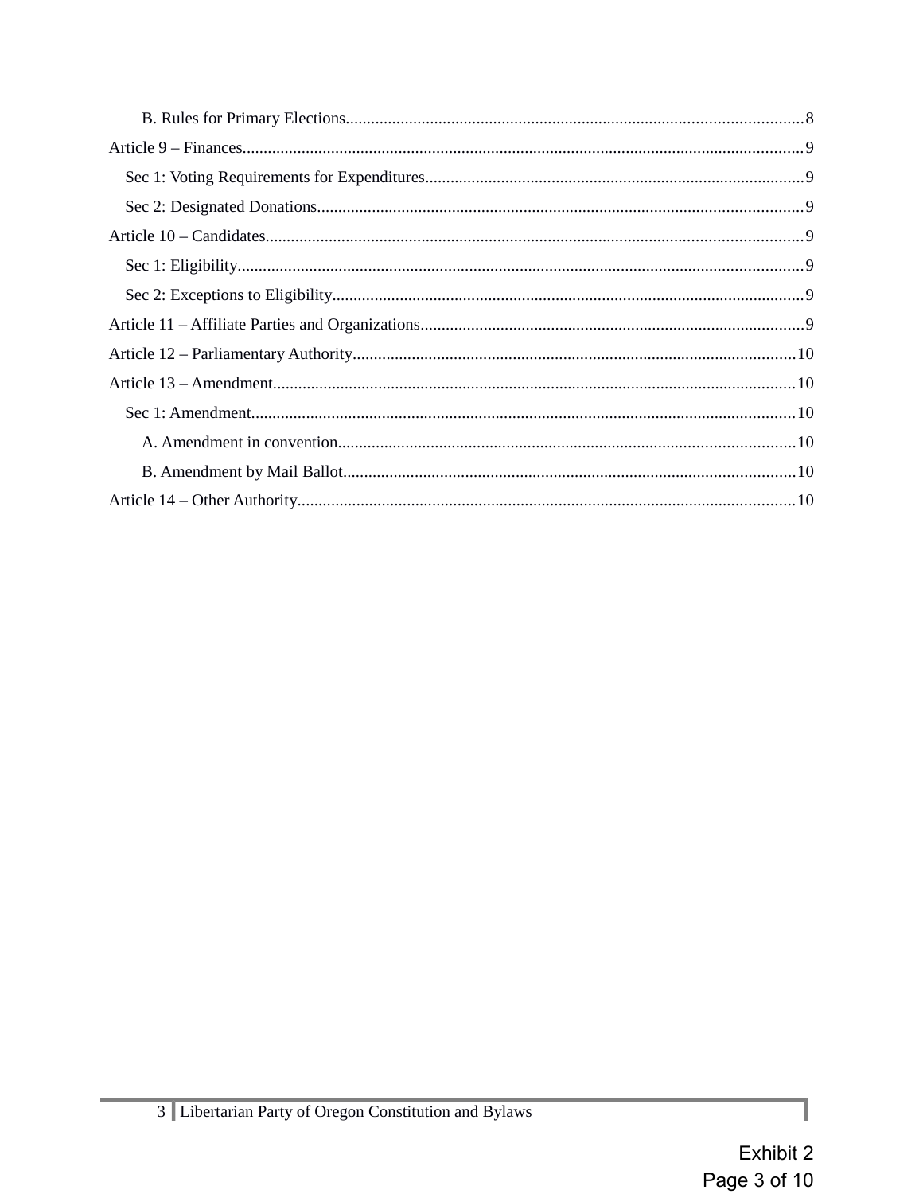B. Rules for Primary Elections....8

Article 9 – Finances....9

Sec 1: Voting Requirements for Expenditures....9

Sec 2: Designated Donations....9

Article 10 – Candidates....9

Sec 1: Eligibility....9

Sec 2: Exceptions to Eligibility....9

Article 11 – Affiliate Parties and Organizations....9

Article 12 – Parliamentary Authority....10

Article 13 – Amendment....10

Sec 1: Amendment....10

A. Amendment in convention....10

B. Amendment by Mail Ballot....10

Article 14 – Other Authority....10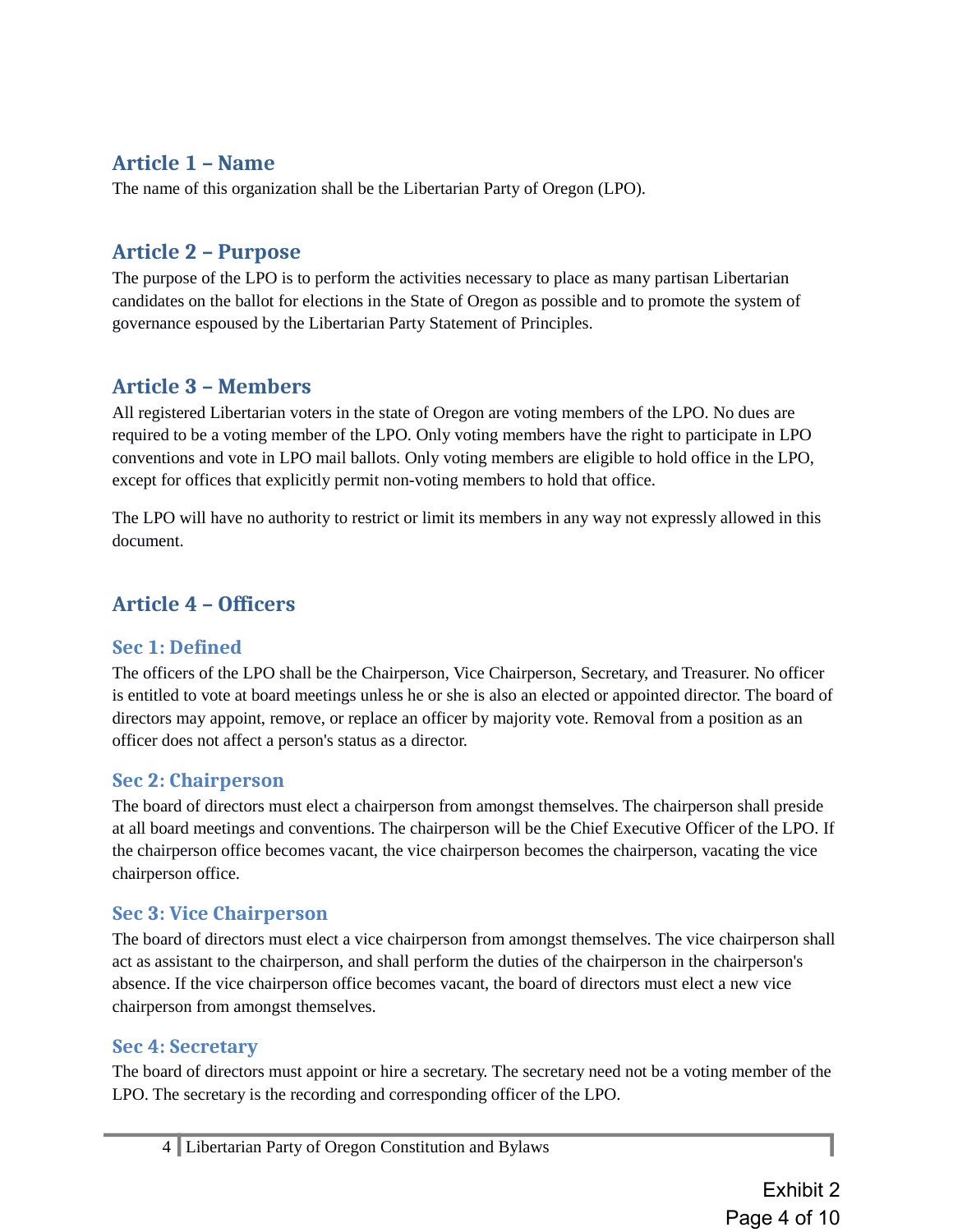## Article 1 – Name

The name of this organization shall be the Libertarian Party of Oregon (LPO).

## Article 2 – Purpose

The purpose of the LPO is to perform the activities necessary to place as many partisan Libertarian candidates on the ballot for elections in the State of Oregon as possible and to promote the system of governance espoused by the Libertarian Party Statement of Principles.

## Article 3 – Members

All registered Libertarian voters in the state of Oregon are voting members of the LPO. No dues are required to be a voting member of the LPO. Only voting members have the right to participate in LPO conventions and vote in LPO mail ballots. Only voting members are eligible to hold office in the LPO, except for offices that explicitly permit non-voting members to hold that office.

The LPO will have no authority to restrict or limit its members in any way not expressly allowed in this document.

## Article 4 – Officers

### Sec 1: Defined

The officers of the LPO shall be the Chairperson, Vice Chairperson, Secretary, and Treasurer. No officer is entitled to vote at board meetings unless he or she is also an elected or appointed director. The board of directors may appoint, remove, or replace an officer by majority vote. Removal from a position as an officer does not affect a person's status as a director.

### Sec 2: Chairperson

The board of directors must elect a chairperson from amongst themselves. The chairperson shall preside at all board meetings and conventions. The chairperson will be the Chief Executive Officer of the LPO. If the chairperson office becomes vacant, the vice chairperson becomes the chairperson, vacating the vice chairperson office.

### Sec 3: Vice Chairperson

The board of directors must elect a vice chairperson from amongst themselves. The vice chairperson shall act as assistant to the chairperson, and shall perform the duties of the chairperson in the chairperson's absence. If the vice chairperson office becomes vacant, the board of directors must elect a new vice chairperson from amongst themselves.

### Sec 4: Secretary

The board of directors must appoint or hire a secretary. The secretary need not be a voting member of the LPO. The secretary is the recording and corresponding officer of the LPO.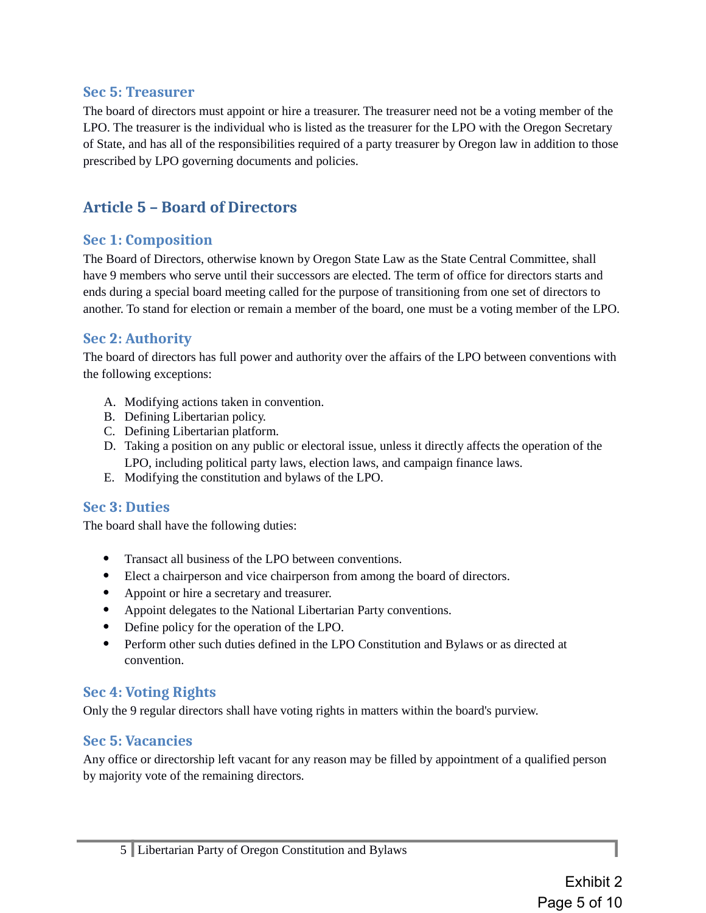### Sec 5: Treasurer

The board of directors must appoint or hire a treasurer. The treasurer need not be a voting member of the LPO. The treasurer is the individual who is listed as the treasurer for the LPO with the Oregon Secretary of State, and has all of the responsibilities required of a party treasurer by Oregon law in addition to those prescribed by LPO governing documents and policies.

## Article 5 – Board of Directors

### Sec 1: Composition

The Board of Directors, otherwise known by Oregon State Law as the State Central Committee, shall have 9 members who serve until their successors are elected. The term of office for directors starts and ends during a special board meeting called for the purpose of transitioning from one set of directors to another. To stand for election or remain a member of the board, one must be a voting member of the LPO.

### Sec 2: Authority

The board of directors has full power and authority over the affairs of the LPO between conventions with the following exceptions:

A. Modifying actions taken in convention.
B. Defining Libertarian policy.
C. Defining Libertarian platform.
D. Taking a position on any public or electoral issue, unless it directly affects the operation of the LPO, including political party laws, election laws, and campaign finance laws.
E. Modifying the constitution and bylaws of the LPO.

### Sec 3: Duties

The board shall have the following duties:

- Transact all business of the LPO between conventions.
- Elect a chairperson and vice chairperson from among the board of directors.
- Appoint or hire a secretary and treasurer.
- Appoint delegates to the National Libertarian Party conventions.
- Define policy for the operation of the LPO.
- Perform other such duties defined in the LPO Constitution and Bylaws or as directed at convention.

### Sec 4: Voting Rights

Only the 9 regular directors shall have voting rights in matters within the board's purview.

### Sec 5: Vacancies

Any office or directorship left vacant for any reason may be filled by appointment of a qualified person by majority vote of the remaining directors.

Exhibit 2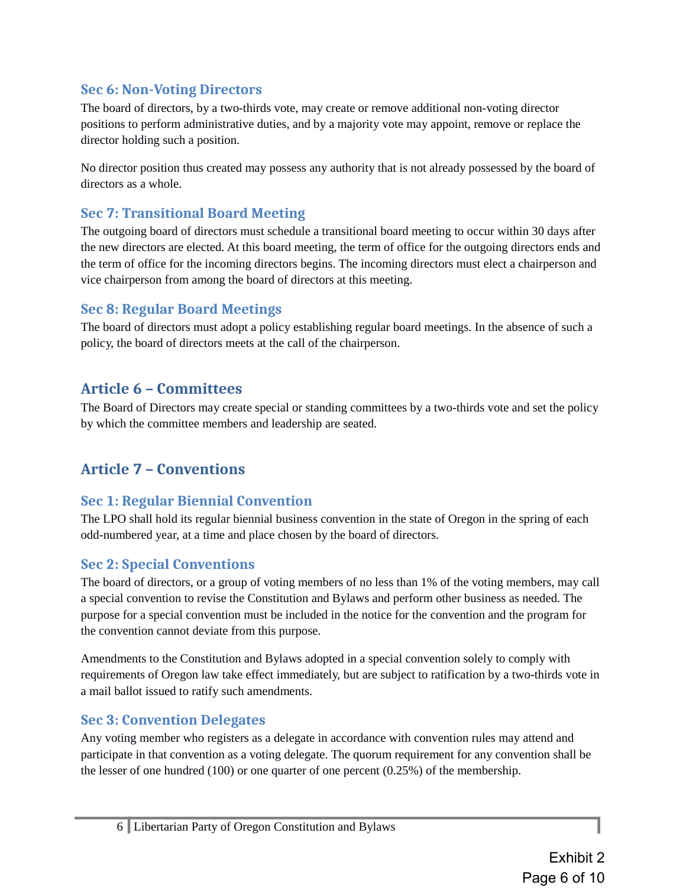### Sec 6: Non-Voting Directors

The board of directors, by a two-thirds vote, may create or remove additional non-voting director positions to perform administrative duties, and by a majority vote may appoint, remove or replace the director holding such a position.

No director position thus created may possess any authority that is not already possessed by the board of directors as a whole.

### Sec 7: Transitional Board Meeting

The outgoing board of directors must schedule a transitional board meeting to occur within 30 days after the new directors are elected. At this board meeting, the term of office for the outgoing directors ends and the term of office for the incoming directors begins. The incoming directors must elect a chairperson and vice chairperson from among the board of directors at this meeting.

### Sec 8: Regular Board Meetings

The board of directors must adopt a policy establishing regular board meetings. In the absence of such a policy, the board of directors meets at the call of the chairperson.

## Article 6 – Committees

The Board of Directors may create special or standing committees by a two-thirds vote and set the policy by which the committee members and leadership are seated.

## Article 7 – Conventions

### Sec 1: Regular Biennial Convention

The LPO shall hold its regular biennial business convention in the state of Oregon in the spring of each odd-numbered year, at a time and place chosen by the board of directors.

### Sec 2: Special Conventions

The board of directors, or a group of voting members of no less than 1% of the voting members, may call a special convention to revise the Constitution and Bylaws and perform other business as needed. The purpose for a special convention must be included in the notice for the convention and the program for the convention cannot deviate from this purpose.

Amendments to the Constitution and Bylaws adopted in a special convention solely to comply with requirements of Oregon law take effect immediately, but are subject to ratification by a two-thirds vote in a mail ballot issued to ratify such amendments.

### Sec 3: Convention Delegates

Any voting member who registers as a delegate in accordance with convention rules may attend and participate in that convention as a voting delegate. The quorum requirement for any convention shall be the lesser of one hundred (100) or one quarter of one percent (0.25%) of the membership.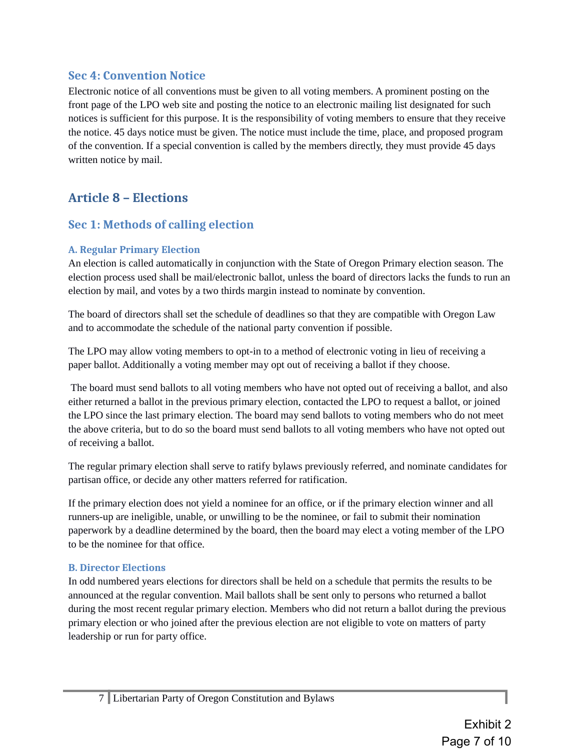### Sec 4: Convention Notice

Electronic notice of all conventions must be given to all voting members. A prominent posting on the front page of the LPO web site and posting the notice to an electronic mailing list designated for such notices is sufficient for this purpose. It is the responsibility of voting members to ensure that they receive the notice. 45 days notice must be given. The notice must include the time, place, and proposed program of the convention. If a special convention is called by the members directly, they must provide 45 days written notice by mail.

## Article 8 – Elections

### Sec 1: Methods of calling election

#### A. Regular Primary Election

An election is called automatically in conjunction with the State of Oregon Primary election season. The election process used shall be mail/electronic ballot, unless the board of directors lacks the funds to run an election by mail, and votes by a two thirds margin instead to nominate by convention.

The board of directors shall set the schedule of deadlines so that they are compatible with Oregon Law and to accommodate the schedule of the national party convention if possible.

The LPO may allow voting members to opt-in to a method of electronic voting in lieu of receiving a paper ballot. Additionally a voting member may opt out of receiving a ballot if they choose.

The board must send ballots to all voting members who have not opted out of receiving a ballot, and also either returned a ballot in the previous primary election, contacted the LPO to request a ballot, or joined the LPO since the last primary election. The board may send ballots to voting members who do not meet the above criteria, but to do so the board must send ballots to all voting members who have not opted out of receiving a ballot.

The regular primary election shall serve to ratify bylaws previously referred, and nominate candidates for partisan office, or decide any other matters referred for ratification.

If the primary election does not yield a nominee for an office, or if the primary election winner and all runners-up are ineligible, unable, or unwilling to be the nominee, or fail to submit their nomination paperwork by a deadline determined by the board, then the board may elect a voting member of the LPO to be the nominee for that office.

#### B. Director Elections

In odd numbered years elections for directors shall be held on a schedule that permits the results to be announced at the regular convention. Mail ballots shall be sent only to persons who returned a ballot during the most recent regular primary election. Members who did not return a ballot during the previous primary election or who joined after the previous election are not eligible to vote on matters of party leadership or run for party office.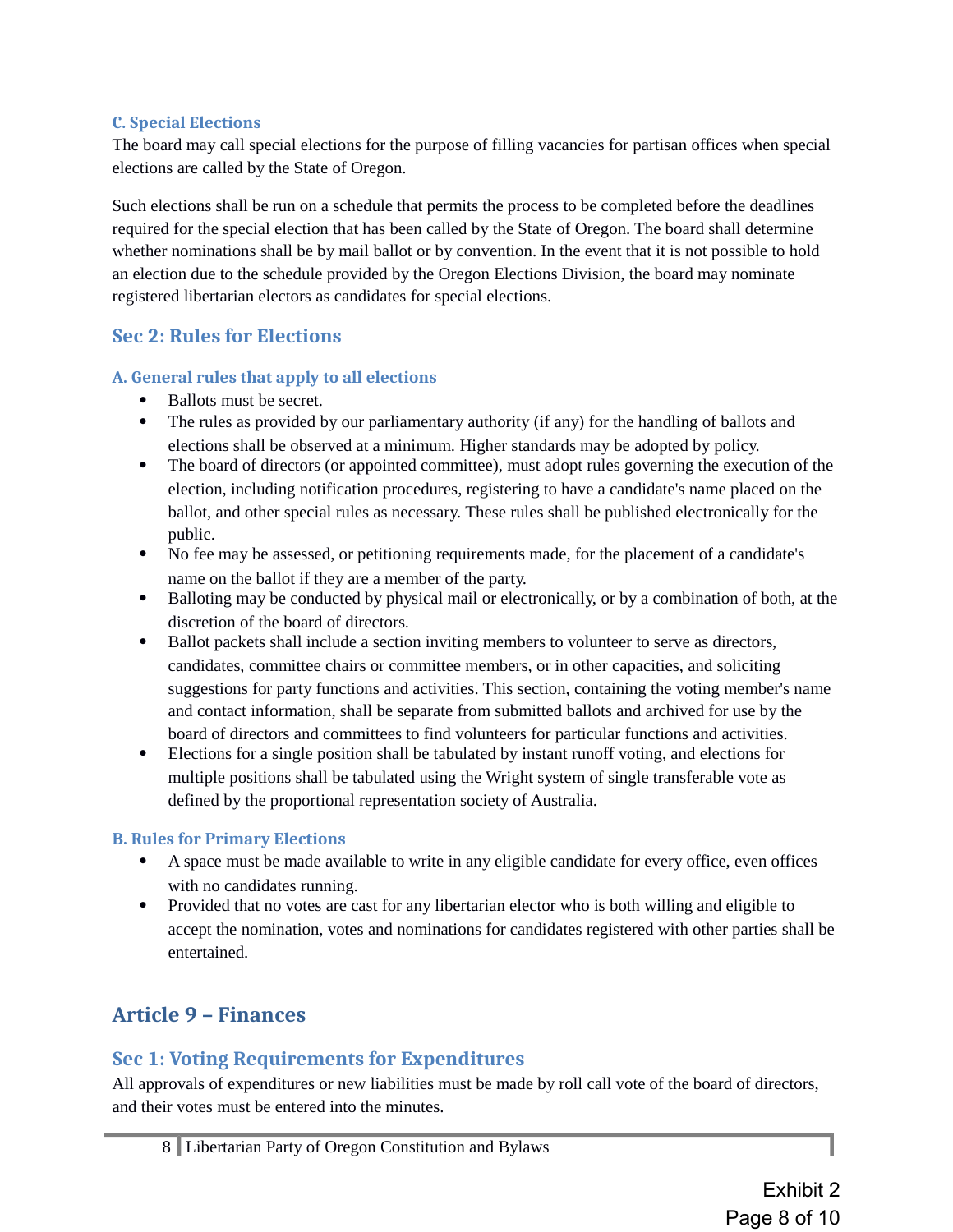### C. Special Elections

The board may call special elections for the purpose of filling vacancies for partisan offices when special elections are called by the State of Oregon.

Such elections shall be run on a schedule that permits the process to be completed before the deadlines required for the special election that has been called by the State of Oregon. The board shall determine whether nominations shall be by mail ballot or by convention. In the event that it is not possible to hold an election due to the schedule provided by the Oregon Elections Division, the board may nominate registered libertarian electors as candidates for special elections.

## Sec 2: Rules for Elections

### A. General rules that apply to all elections

- Ballots must be secret.
- The rules as provided by our parliamentary authority (if any) for the handling of ballots and elections shall be observed at a minimum. Higher standards may be adopted by policy.
- The board of directors (or appointed committee), must adopt rules governing the execution of the election, including notification procedures, registering to have a candidate's name placed on the ballot, and other special rules as necessary. These rules shall be published electronically for the public.
- No fee may be assessed, or petitioning requirements made, for the placement of a candidate's name on the ballot if they are a member of the party.
- Balloting may be conducted by physical mail or electronically, or by a combination of both, at the discretion of the board of directors.
- Ballot packets shall include a section inviting members to volunteer to serve as directors, candidates, committee chairs or committee members, or in other capacities, and soliciting suggestions for party functions and activities. This section, containing the voting member's name and contact information, shall be separate from submitted ballots and archived for use by the board of directors and committees to find volunteers for particular functions and activities.
- Elections for a single position shall be tabulated by instant runoff voting, and elections for multiple positions shall be tabulated using the Wright system of single transferable vote as defined by the proportional representation society of Australia.

### B. Rules for Primary Elections

- A space must be made available to write in any eligible candidate for every office, even offices with no candidates running.
- Provided that no votes are cast for any libertarian elector who is both willing and eligible to accept the nomination, votes and nominations for candidates registered with other parties shall be entertained.

# Article 9 – Finances

## Sec 1: Voting Requirements for Expenditures

All approvals of expenditures or new liabilities must be made by roll call vote of the board of directors, and their votes must be entered into the minutes.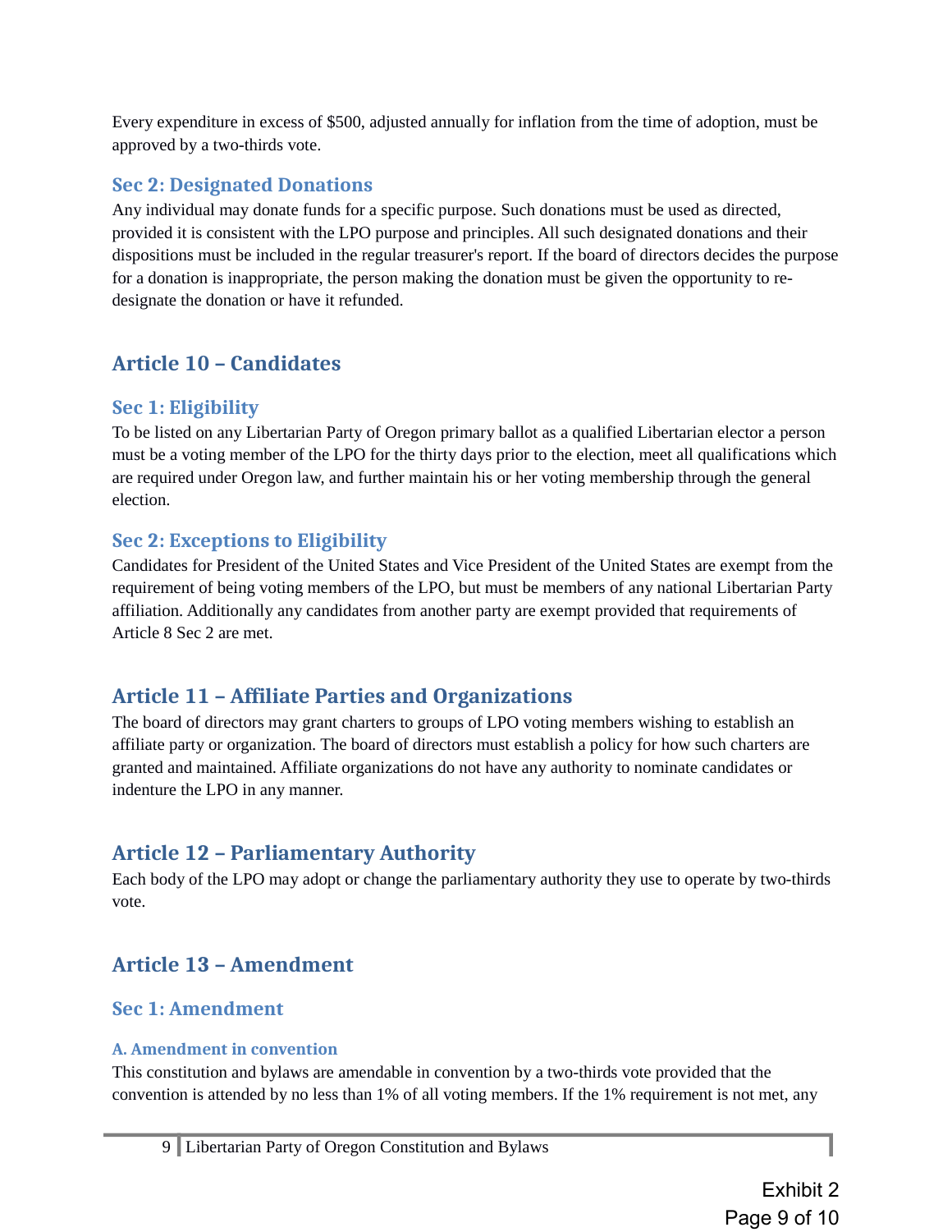Every expenditure in excess of $500, adjusted annually for inflation from the time of adoption, must be approved by a two-thirds vote.

### Sec 2: Designated Donations

Any individual may donate funds for a specific purpose. Such donations must be used as directed, provided it is consistent with the LPO purpose and principles. All such designated donations and their dispositions must be included in the regular treasurer's report. If the board of directors decides the purpose for a donation is inappropriate, the person making the donation must be given the opportunity to re-designate the donation or have it refunded.

## Article 10 – Candidates

### Sec 1: Eligibility

To be listed on any Libertarian Party of Oregon primary ballot as a qualified Libertarian elector a person must be a voting member of the LPO for the thirty days prior to the election, meet all qualifications which are required under Oregon law, and further maintain his or her voting membership through the general election.

### Sec 2: Exceptions to Eligibility

Candidates for President of the United States and Vice President of the United States are exempt from the requirement of being voting members of the LPO, but must be members of any national Libertarian Party affiliation. Additionally any candidates from another party are exempt provided that requirements of Article 8 Sec 2 are met.

## Article 11 – Affiliate Parties and Organizations

The board of directors may grant charters to groups of LPO voting members wishing to establish an affiliate party or organization. The board of directors must establish a policy for how such charters are granted and maintained. Affiliate organizations do not have any authority to nominate candidates or indenture the LPO in any manner.

## Article 12 – Parliamentary Authority

Each body of the LPO may adopt or change the parliamentary authority they use to operate by two-thirds vote.

## Article 13 – Amendment

### Sec 1: Amendment

#### A. Amendment in convention

This constitution and bylaws are amendable in convention by a two-thirds vote provided that the convention is attended by no less than 1% of all voting members. If the 1% requirement is not met, any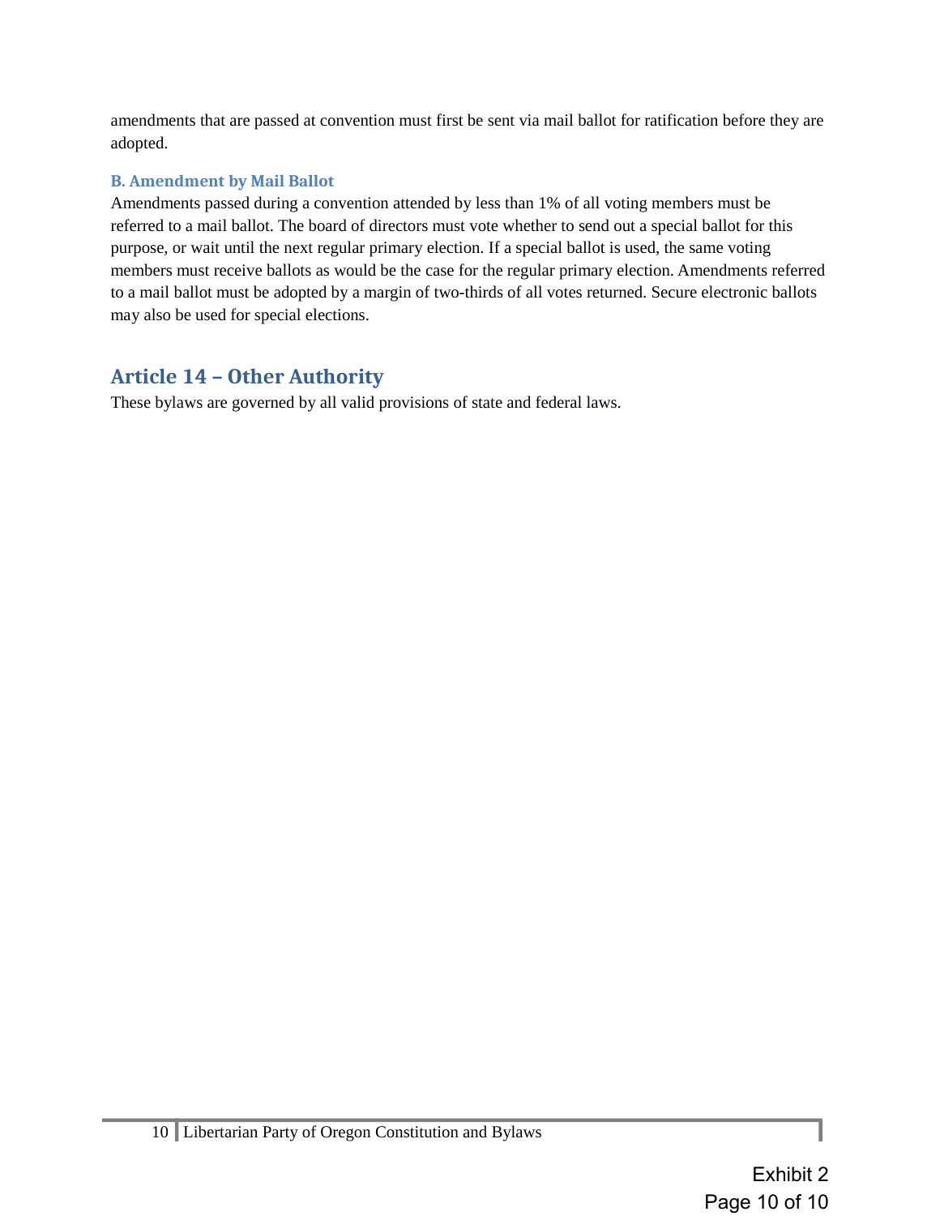amendments that are passed at convention must first be sent via mail ballot for ratification before they are adopted.

### B. Amendment by Mail Ballot

Amendments passed during a convention attended by less than 1% of all voting members must be referred to a mail ballot. The board of directors must vote whether to send out a special ballot for this purpose, or wait until the next regular primary election. If a special ballot is used, the same voting members must receive ballots as would be the case for the regular primary election. Amendments referred to a mail ballot must be adopted by a margin of two-thirds of all votes returned. Secure electronic ballots may also be used for special elections.

## Article 14 – Other Authority

These bylaws are governed by all valid provisions of state and federal laws.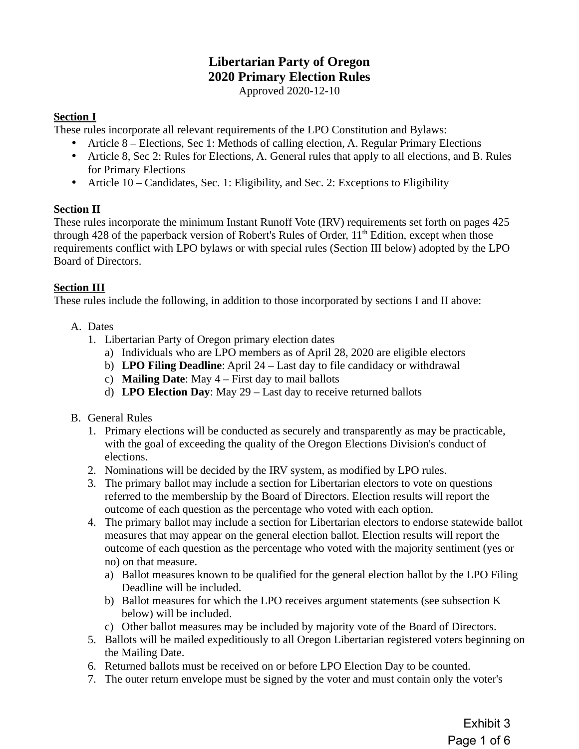# Libertarian Party of Oregon
# 2020 Primary Election Rules

Approved 2020-12-10

**Section I**

These rules incorporate all relevant requirements of the LPO Constitution and Bylaws:

- Article 8 – Elections, Sec 1: Methods of calling election, A. Regular Primary Elections
- Article 8, Sec 2: Rules for Elections, A. General rules that apply to all elections, and B. Rules for Primary Elections
- Article 10 – Candidates, Sec. 1: Eligibility, and Sec. 2: Exceptions to Eligibility

**Section II**

These rules incorporate the minimum Instant Runoff Vote (IRV) requirements set forth on pages 425 through 428 of the paperback version of Robert's Rules of Order, 11th Edition, except when those requirements conflict with LPO bylaws or with special rules (Section III below) adopted by the LPO Board of Directors.

**Section III**

These rules include the following, in addition to those incorporated by sections I and II above:

A. Dates
   1. Libertarian Party of Oregon primary election dates
      a) Individuals who are LPO members as of April 28, 2020 are eligible electors
      b) **LPO Filing Deadline**: April 24 – Last day to file candidacy or withdrawal
      c) **Mailing Date**: May 4 – First day to mail ballots
      d) **LPO Election Day**: May 29 – Last day to receive returned ballots

B. General Rules
   1. Primary elections will be conducted as securely and transparently as may be practicable, with the goal of exceeding the quality of the Oregon Elections Division's conduct of elections.
   2. Nominations will be decided by the IRV system, as modified by LPO rules.
   3. The primary ballot may include a section for Libertarian electors to vote on questions referred to the membership by the Board of Directors. Election results will report the outcome of each question as the percentage who voted with each option.
   4. The primary ballot may include a section for Libertarian electors to endorse statewide ballot measures that may appear on the general election ballot. Election results will report the outcome of each question as the percentage who voted with the majority sentiment (yes or no) on that measure.
      a) Ballot measures known to be qualified for the general election ballot by the LPO Filing Deadline will be included.
      b) Ballot measures for which the LPO receives argument statements (see subsection K below) will be included.
      c) Other ballot measures may be included by majority vote of the Board of Directors.
   5. Ballots will be mailed expeditiously to all Oregon Libertarian registered voters beginning on the Mailing Date.
   6. Returned ballots must be received on or before LPO Election Day to be counted.
   7. The outer return envelope must be signed by the voter and must contain only the voter's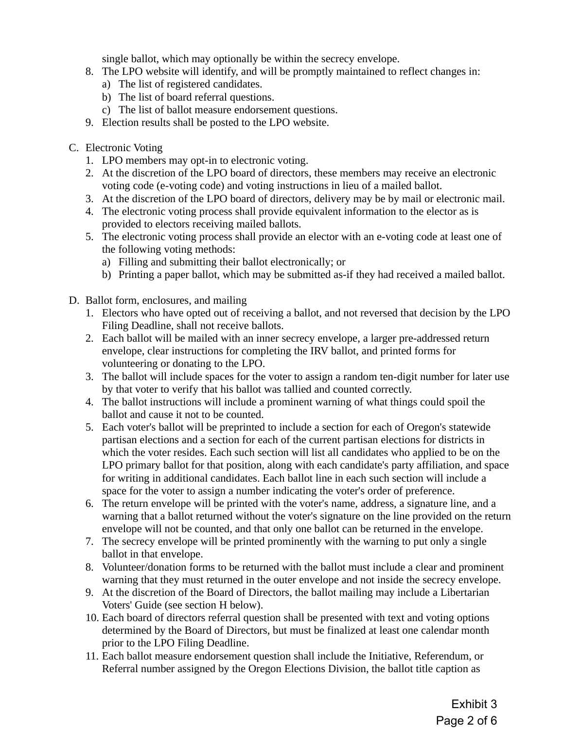single ballot, which may optionally be within the secrecy envelope.

8. The LPO website will identify, and will be promptly maintained to reflect changes in:
   a) The list of registered candidates.
   b) The list of board referral questions.
   c) The list of ballot measure endorsement questions.
9. Election results shall be posted to the LPO website.

C. Electronic Voting
   1. LPO members may opt-in to electronic voting.
   2. At the discretion of the LPO board of directors, these members may receive an electronic voting code (e-voting code) and voting instructions in lieu of a mailed ballot.
   3. At the discretion of the LPO board of directors, delivery may be by mail or electronic mail.
   4. The electronic voting process shall provide equivalent information to the elector as is provided to electors receiving mailed ballots.
   5. The electronic voting process shall provide an elector with an e-voting code at least one of the following voting methods:
      a) Filling and submitting their ballot electronically; or
      b) Printing a paper ballot, which may be submitted as-if they had received a mailed ballot.

D. Ballot form, enclosures, and mailing
   1. Electors who have opted out of receiving a ballot, and not reversed that decision by the LPO Filing Deadline, shall not receive ballots.
   2. Each ballot will be mailed with an inner secrecy envelope, a larger pre-addressed return envelope, clear instructions for completing the IRV ballot, and printed forms for volunteering or donating to the LPO.
   3. The ballot will include spaces for the voter to assign a random ten-digit number for later use by that voter to verify that his ballot was tallied and counted correctly.
   4. The ballot instructions will include a prominent warning of what things could spoil the ballot and cause it not to be counted.
   5. Each voter's ballot will be preprinted to include a section for each of Oregon's statewide partisan elections and a section for each of the current partisan elections for districts in which the voter resides. Each such section will list all candidates who applied to be on the LPO primary ballot for that position, along with each candidate's party affiliation, and space for writing in additional candidates. Each ballot line in each such section will include a space for the voter to assign a number indicating the voter's order of preference.
   6. The return envelope will be printed with the voter's name, address, a signature line, and a warning that a ballot returned without the voter's signature on the line provided on the return envelope will not be counted, and that only one ballot can be returned in the envelope.
   7. The secrecy envelope will be printed prominently with the warning to put only a single ballot in that envelope.
   8. Volunteer/donation forms to be returned with the ballot must include a clear and prominent warning that they must returned in the outer envelope and not inside the secrecy envelope.
   9. At the discretion of the Board of Directors, the ballot mailing may include a Libertarian Voters' Guide (see section H below).
   10. Each board of directors referral question shall be presented with text and voting options determined by the Board of Directors, but must be finalized at least one calendar month prior to the LPO Filing Deadline.
   11. Each ballot measure endorsement question shall include the Initiative, Referendum, or Referral number assigned by the Oregon Elections Division, the ballot title caption as

Exhibit 3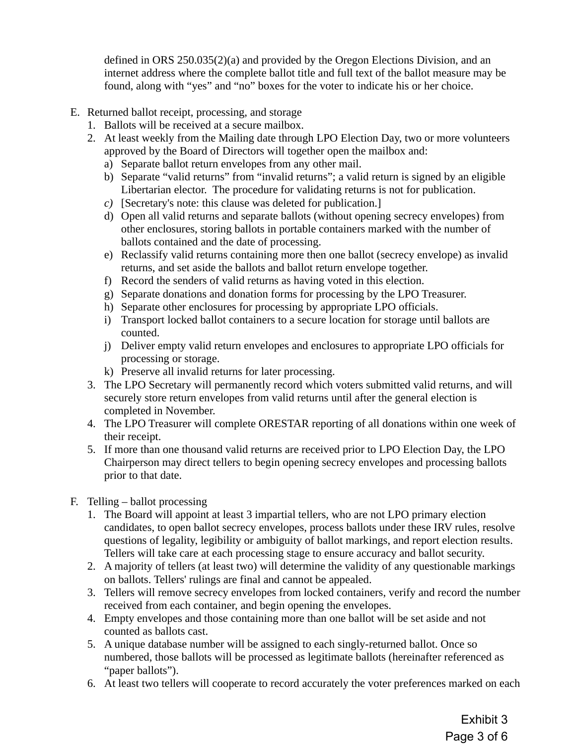defined in ORS 250.035(2)(a) and provided by the Oregon Elections Division, and an internet address where the complete ballot title and full text of the ballot measure may be found, along with "yes" and "no" boxes for the voter to indicate his or her choice.

E. Returned ballot receipt, processing, and storage
   1. Ballots will be received at a secure mailbox.
   2. At least weekly from the Mailing date through LPO Election Day, two or more volunteers approved by the Board of Directors will together open the mailbox and:
      a) Separate ballot return envelopes from any other mail.
      b) Separate "valid returns" from "invalid returns"; a valid return is signed by an eligible Libertarian elector. The procedure for validating returns is not for publication.
      c) [Secretary's note: this clause was deleted for publication.]
      d) Open all valid returns and separate ballots (without opening secrecy envelopes) from other enclosures, storing ballots in portable containers marked with the number of ballots contained and the date of processing.
      e) Reclassify valid returns containing more then one ballot (secrecy envelope) as invalid returns, and set aside the ballots and ballot return envelope together.
      f) Record the senders of valid returns as having voted in this election.
      g) Separate donations and donation forms for processing by the LPO Treasurer.
      h) Separate other enclosures for processing by appropriate LPO officials.
      i) Transport locked ballot containers to a secure location for storage until ballots are counted.
      j) Deliver empty valid return envelopes and enclosures to appropriate LPO officials for processing or storage.
      k) Preserve all invalid returns for later processing.
   3. The LPO Secretary will permanently record which voters submitted valid returns, and will securely store return envelopes from valid returns until after the general election is completed in November.
   4. The LPO Treasurer will complete ORESTAR reporting of all donations within one week of their receipt.
   5. If more than one thousand valid returns are received prior to LPO Election Day, the LPO Chairperson may direct tellers to begin opening secrecy envelopes and processing ballots prior to that date.

F. Telling – ballot processing
   1. The Board will appoint at least 3 impartial tellers, who are not LPO primary election candidates, to open ballot secrecy envelopes, process ballots under these IRV rules, resolve questions of legality, legibility or ambiguity of ballot markings, and report election results. Tellers will take care at each processing stage to ensure accuracy and ballot security.
   2. A majority of tellers (at least two) will determine the validity of any questionable markings on ballots. Tellers' rulings are final and cannot be appealed.
   3. Tellers will remove secrecy envelopes from locked containers, verify and record the number received from each container, and begin opening the envelopes.
   4. Empty envelopes and those containing more than one ballot will be set aside and not counted as ballots cast.
   5. A unique database number will be assigned to each singly-returned ballot. Once so numbered, those ballots will be processed as legitimate ballots (hereinafter referenced as "paper ballots").
   6. At least two tellers will cooperate to record accurately the voter preferences marked on each

Exhibit 3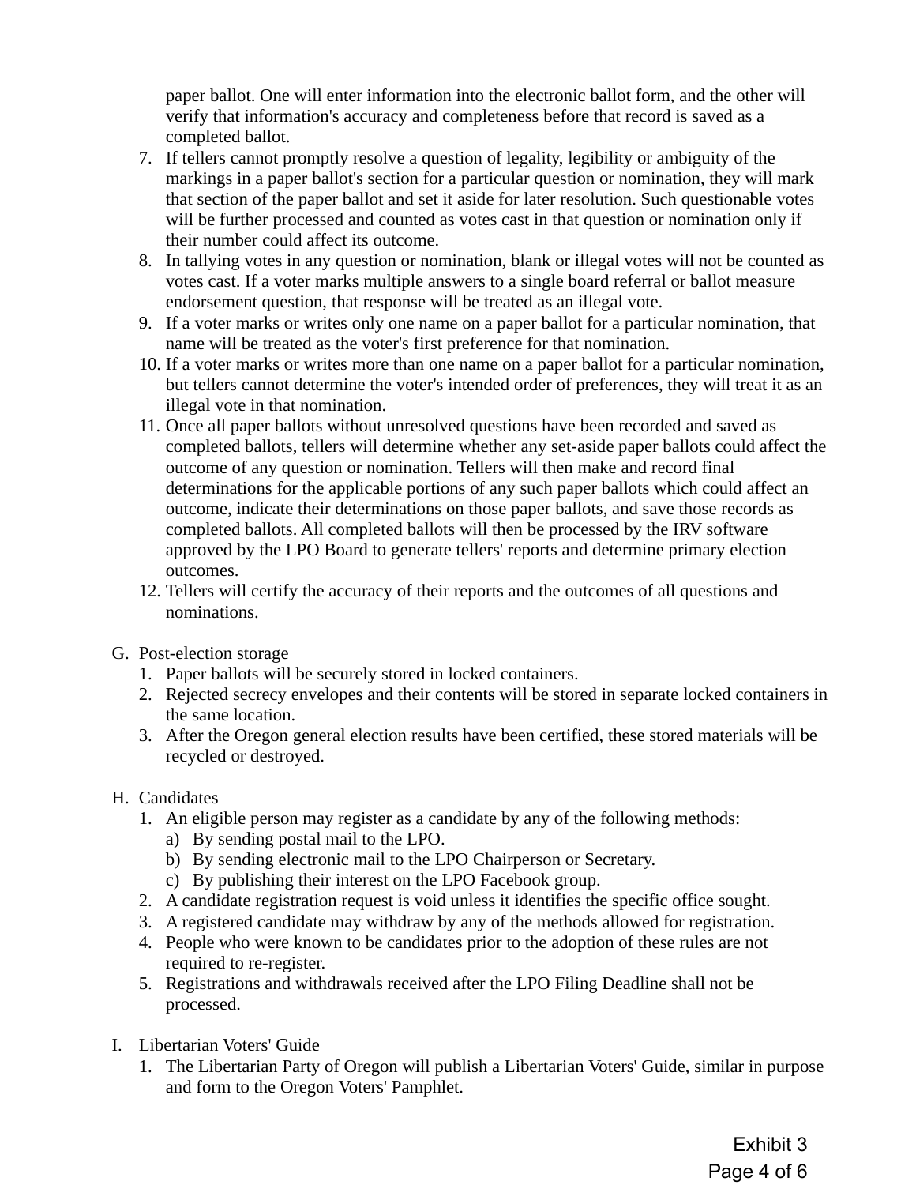paper ballot. One will enter information into the electronic ballot form, and the other will verify that information's accuracy and completeness before that record is saved as a completed ballot.

7. If tellers cannot promptly resolve a question of legality, legibility or ambiguity of the markings in a paper ballot's section for a particular question or nomination, they will mark that section of the paper ballot and set it aside for later resolution. Such questionable votes will be further processed and counted as votes cast in that question or nomination only if their number could affect its outcome.
8. In tallying votes in any question or nomination, blank or illegal votes will not be counted as votes cast. If a voter marks multiple answers to a single board referral or ballot measure endorsement question, that response will be treated as an illegal vote.
9. If a voter marks or writes only one name on a paper ballot for a particular nomination, that name will be treated as the voter's first preference for that nomination.
10. If a voter marks or writes more than one name on a paper ballot for a particular nomination, but tellers cannot determine the voter's intended order of preferences, they will treat it as an illegal vote in that nomination.
11. Once all paper ballots without unresolved questions have been recorded and saved as completed ballots, tellers will determine whether any set-aside paper ballots could affect the outcome of any question or nomination. Tellers will then make and record final determinations for the applicable portions of any such paper ballots which could affect an outcome, indicate their determinations on those paper ballots, and save those records as completed ballots. All completed ballots will then be processed by the IRV software approved by the LPO Board to generate tellers' reports and determine primary election outcomes.
12. Tellers will certify the accuracy of their reports and the outcomes of all questions and nominations.

G. Post-election storage
   1. Paper ballots will be securely stored in locked containers.
   2. Rejected secrecy envelopes and their contents will be stored in separate locked containers in the same location.
   3. After the Oregon general election results have been certified, these stored materials will be recycled or destroyed.

H. Candidates
   1. An eligible person may register as a candidate by any of the following methods:
      a) By sending postal mail to the LPO.
      b) By sending electronic mail to the LPO Chairperson or Secretary.
      c) By publishing their interest on the LPO Facebook group.
   2. A candidate registration request is void unless it identifies the specific office sought.
   3. A registered candidate may withdraw by any of the methods allowed for registration.
   4. People who were known to be candidates prior to the adoption of these rules are not required to re-register.
   5. Registrations and withdrawals received after the LPO Filing Deadline shall not be processed.

I. Libertarian Voters' Guide
   1. The Libertarian Party of Oregon will publish a Libertarian Voters' Guide, similar in purpose and form to the Oregon Voters' Pamphlet.

Exhibit 3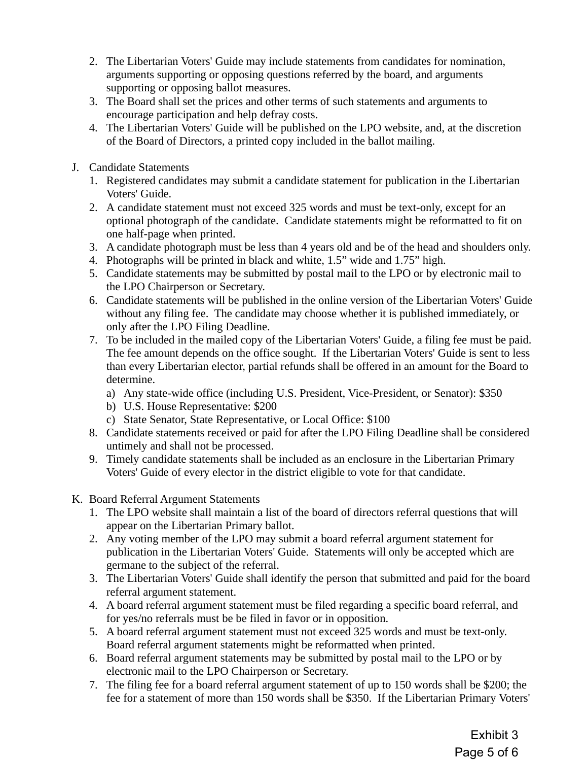2. The Libertarian Voters' Guide may include statements from candidates for nomination, arguments supporting or opposing questions referred by the board, and arguments supporting or opposing ballot measures.
3. The Board shall set the prices and other terms of such statements and arguments to encourage participation and help defray costs.
4. The Libertarian Voters' Guide will be published on the LPO website, and, at the discretion of the Board of Directors, a printed copy included in the ballot mailing.

J. Candidate Statements
   1. Registered candidates may submit a candidate statement for publication in the Libertarian Voters' Guide.
   2. A candidate statement must not exceed 325 words and must be text-only, except for an optional photograph of the candidate. Candidate statements might be reformatted to fit on one half-page when printed.
   3. A candidate photograph must be less than 4 years old and be of the head and shoulders only.
   4. Photographs will be printed in black and white, 1.5” wide and 1.75” high.
   5. Candidate statements may be submitted by postal mail to the LPO or by electronic mail to the LPO Chairperson or Secretary.
   6. Candidate statements will be published in the online version of the Libertarian Voters' Guide without any filing fee. The candidate may choose whether it is published immediately, or only after the LPO Filing Deadline.
   7. To be included in the mailed copy of the Libertarian Voters' Guide, a filing fee must be paid. The fee amount depends on the office sought. If the Libertarian Voters' Guide is sent to less than every Libertarian elector, partial refunds shall be offered in an amount for the Board to determine.
      a) Any state-wide office (including U.S. President, Vice-President, or Senator): $350
      b) U.S. House Representative: $200
      c) State Senator, State Representative, or Local Office: $100
   8. Candidate statements received or paid for after the LPO Filing Deadline shall be considered untimely and shall not be processed.
   9. Timely candidate statements shall be included as an enclosure in the Libertarian Primary Voters' Guide of every elector in the district eligible to vote for that candidate.

K. Board Referral Argument Statements
   1. The LPO website shall maintain a list of the board of directors referral questions that will appear on the Libertarian Primary ballot.
   2. Any voting member of the LPO may submit a board referral argument statement for publication in the Libertarian Voters' Guide. Statements will only be accepted which are germane to the subject of the referral.
   3. The Libertarian Voters' Guide shall identify the person that submitted and paid for the board referral argument statement.
   4. A board referral argument statement must be filed regarding a specific board referral, and for yes/no referrals must be be filed in favor or in opposition.
   5. A board referral argument statement must not exceed 325 words and must be text-only. Board referral argument statements might be reformatted when printed.
   6. Board referral argument statements may be submitted by postal mail to the LPO or by electronic mail to the LPO Chairperson or Secretary.
   7. The filing fee for a board referral argument statement of up to 150 words shall be $200; the fee for a statement of more than 150 words shall be $350. If the Libertarian Primary Voters'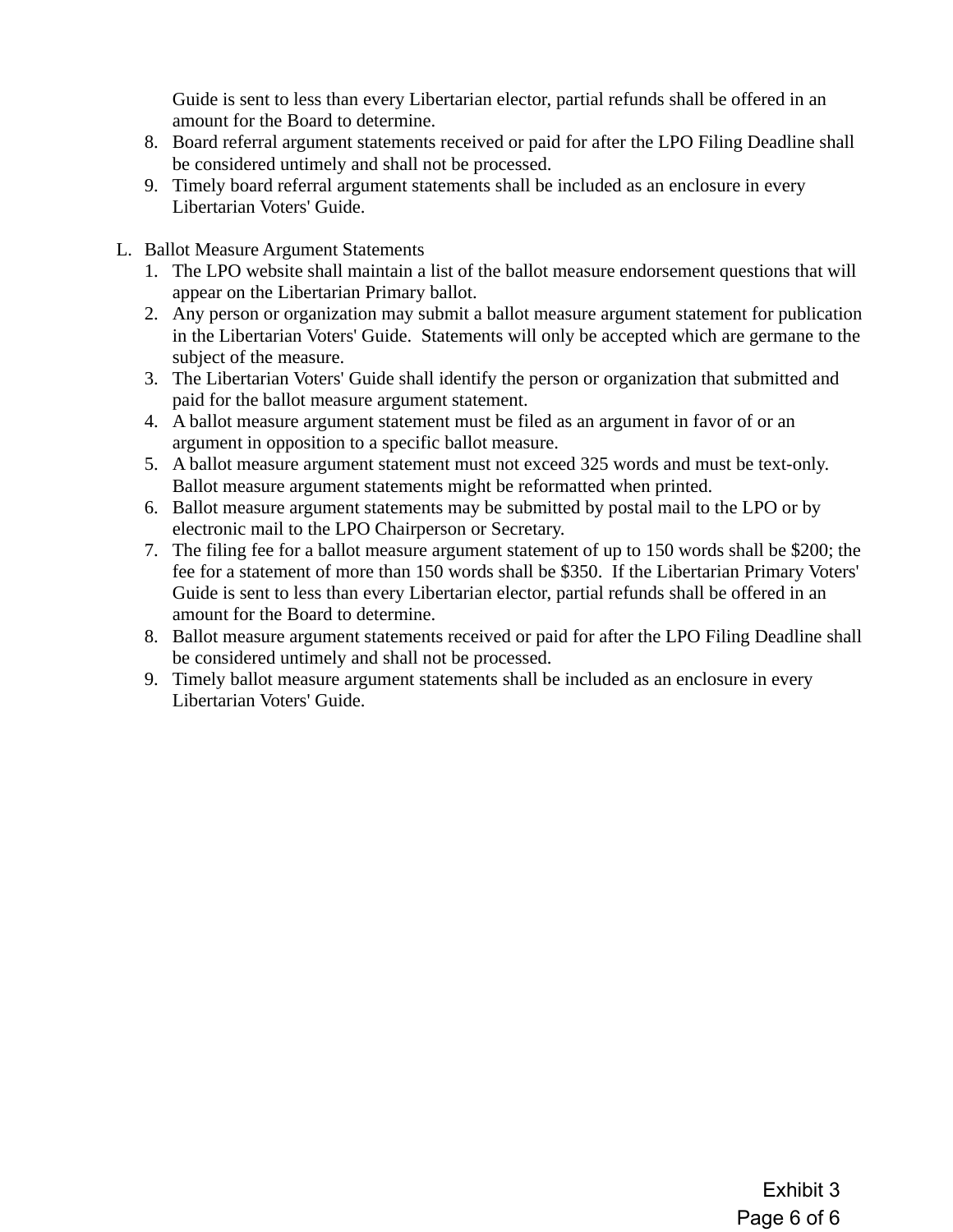Guide is sent to less than every Libertarian elector, partial refunds shall be offered in an amount for the Board to determine.

8. Board referral argument statements received or paid for after the LPO Filing Deadline shall be considered untimely and shall not be processed.
9. Timely board referral argument statements shall be included as an enclosure in every Libertarian Voters' Guide.

L. Ballot Measure Argument Statements

1. The LPO website shall maintain a list of the ballot measure endorsement questions that will appear on the Libertarian Primary ballot.
2. Any person or organization may submit a ballot measure argument statement for publication in the Libertarian Voters' Guide. Statements will only be accepted which are germane to the subject of the measure.
3. The Libertarian Voters' Guide shall identify the person or organization that submitted and paid for the ballot measure argument statement.
4. A ballot measure argument statement must be filed as an argument in favor of or an argument in opposition to a specific ballot measure.
5. A ballot measure argument statement must not exceed 325 words and must be text-only. Ballot measure argument statements might be reformatted when printed.
6. Ballot measure argument statements may be submitted by postal mail to the LPO or by electronic mail to the LPO Chairperson or Secretary.
7. The filing fee for a ballot measure argument statement of up to 150 words shall be $200; the fee for a statement of more than 150 words shall be $350. If the Libertarian Primary Voters' Guide is sent to less than every Libertarian elector, partial refunds shall be offered in an amount for the Board to determine.
8. Ballot measure argument statements received or paid for after the LPO Filing Deadline shall be considered untimely and shall not be processed.
9. Timely ballot measure argument statements shall be included as an enclosure in every Libertarian Voters' Guide.

Exhibit 3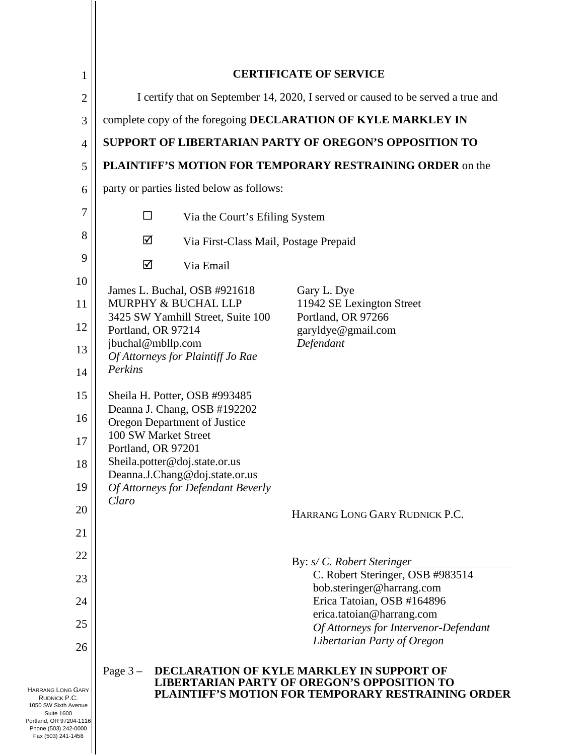## CERTIFICATE OF SERVICE

I certify that on September 14, 2020, I served or caused to be served a true and complete copy of the foregoing **DECLARATION OF KYLE MARKLEY IN SUPPORT OF LIBERTARIAN PARTY OF OREGON'S OPPOSITION TO PLAINTIFF'S MOTION FOR TEMPORARY RESTRAINING ORDER** on the party or parties listed below as follows:

- ☐ Via the Court's Efiling System
- ☑ Via First-Class Mail, Postage Prepaid
- ☑ Via Email

James L. Buchal, OSB #921618
MURPHY & BUCHAL LLP
3425 SW Yamhill Street, Suite 100
Portland, OR 97214
jbuchal@mbllp.com
*Of Attorneys for Plaintiff Jo Rae Perkins*

Gary L. Dye
11942 SE Lexington Street
Portland, OR 97266
garyldye@gmail.com
*Defendant*

Sheila H. Potter, OSB #993485
Deanna J. Chang, OSB #192202
Oregon Department of Justice
100 SW Market Street
Portland, OR 97201
Sheila.potter@doj.state.or.us
Deanna.J.Chang@doj.state.or.us
*Of Attorneys for Defendant Beverly Claro*

HARRANG LONG GARY RUDNICK P.C.

By: *s/ C. Robert Steringer*
C. Robert Steringer, OSB #983514
bob.steringer@harrang.com
Erica Tatoian, OSB #164896
erica.tatoian@harrang.com
*Of Attorneys for Intervenor-Defendant Libertarian Party of Oregon*